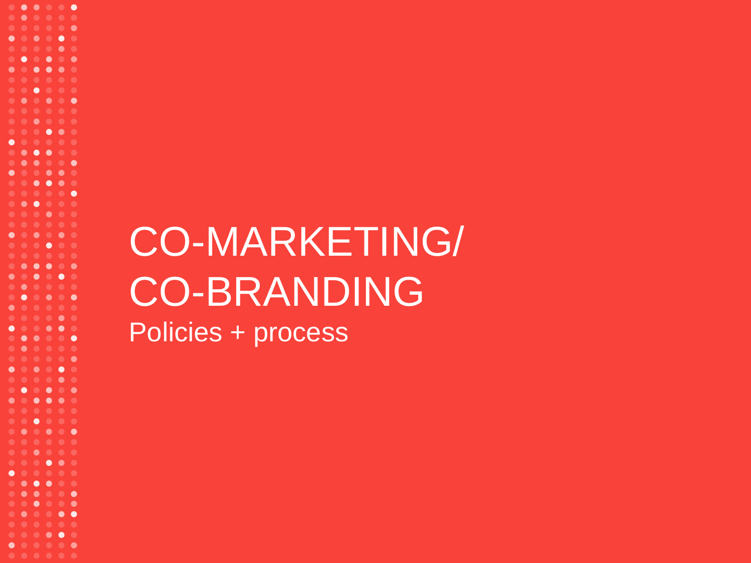# CO-MARKETING/ CO-BRANDING

Policies + process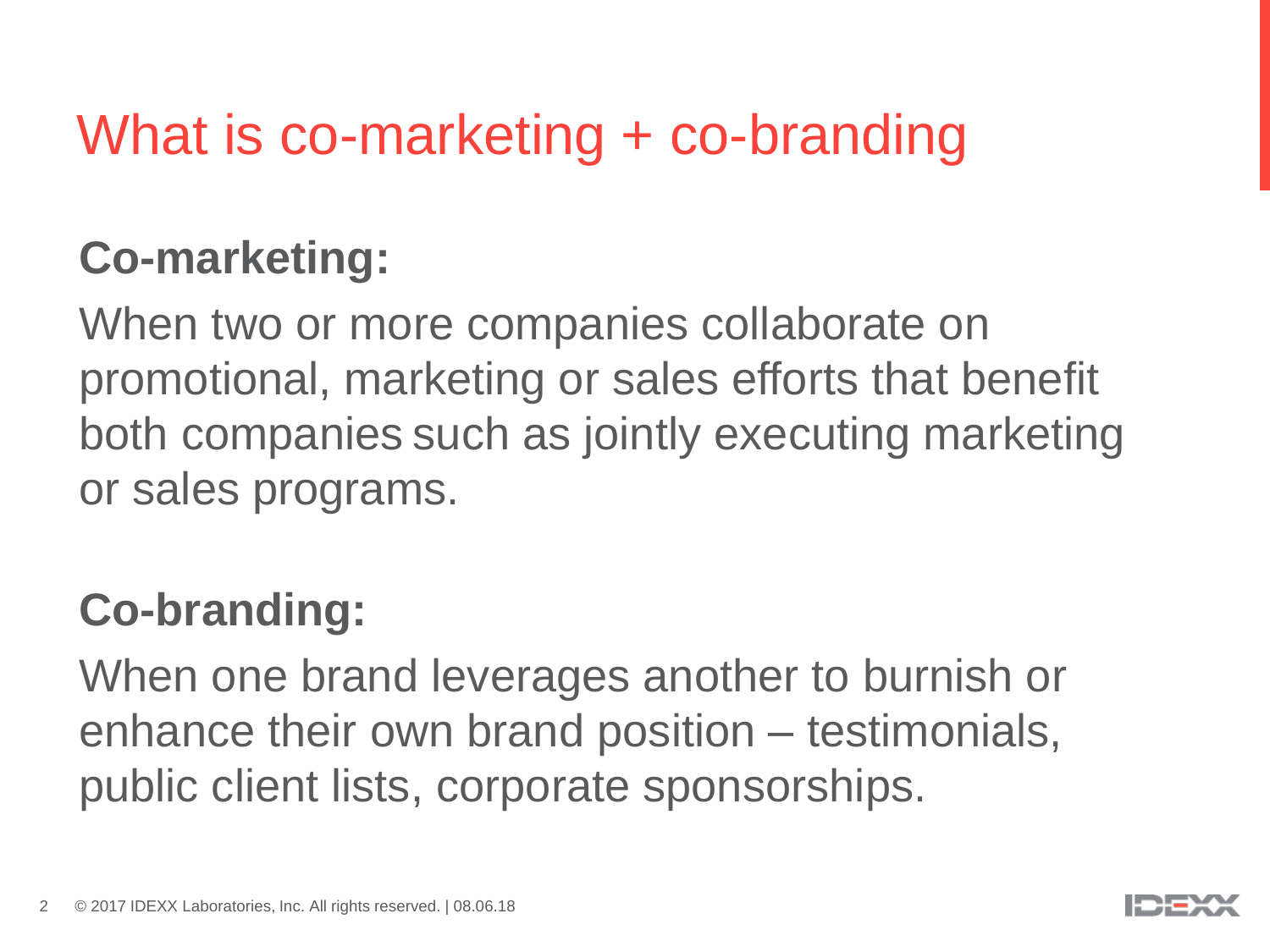# What is co-marketing + co-branding

**Co-marketing:**

When two or more companies collaborate on promotional, marketing or sales efforts that benefit both companies such as jointly executing marketing or sales programs.

**Co-branding:**

When one brand leverages another to burnish or enhance their own brand position – testimonials, public client lists, corporate sponsorships.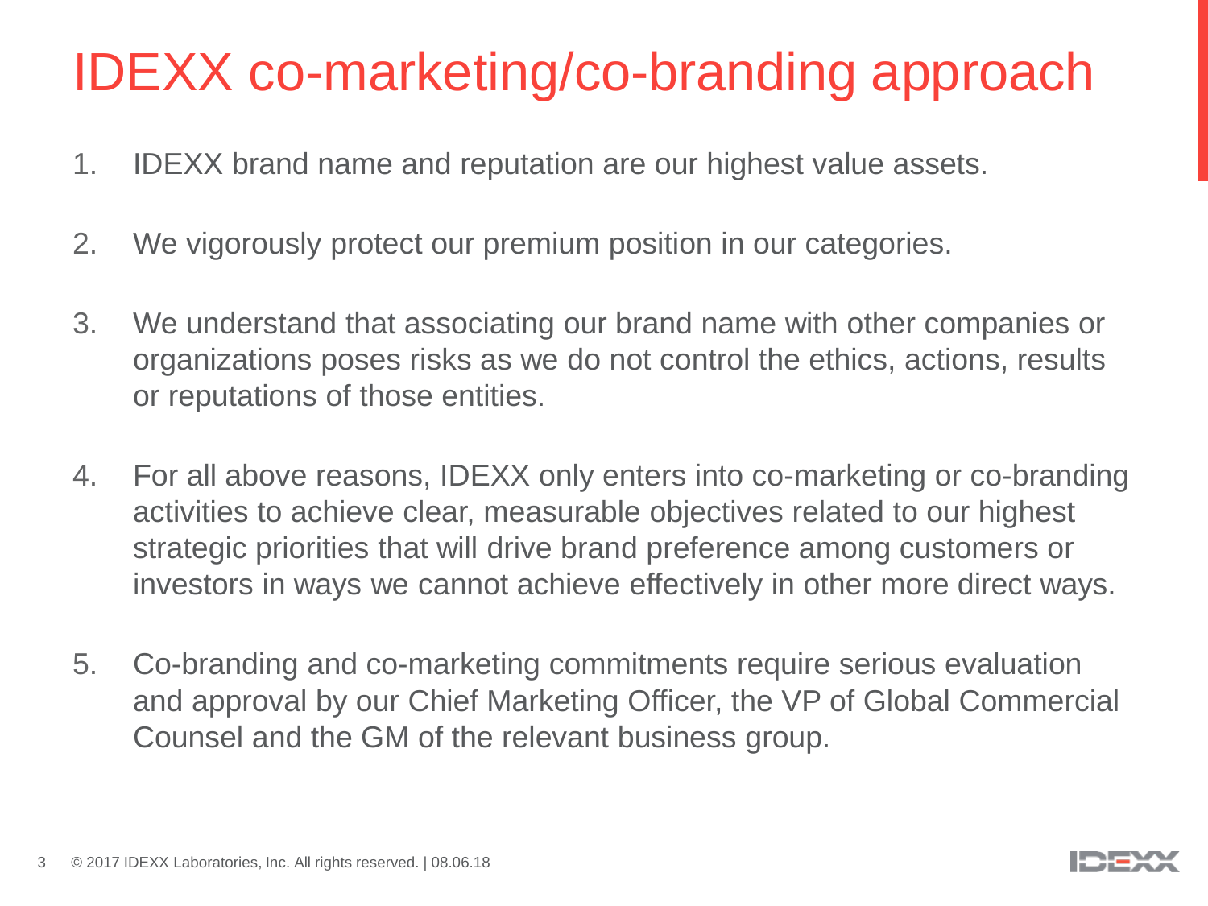# IDEXX co-marketing/co-branding approach

1. IDEXX brand name and reputation are our highest value assets.

2. We vigorously protect our premium position in our categories.

3. We understand that associating our brand name with other companies or organizations poses risks as we do not control the ethics, actions, results or reputations of those entities.

4. For all above reasons, IDEXX only enters into co-marketing or co-branding activities to achieve clear, measurable objectives related to our highest strategic priorities that will drive brand preference among customers or investors in ways we cannot achieve effectively in other more direct ways.

5. Co-branding and co-marketing commitments require serious evaluation and approval by our Chief Marketing Officer, the VP of Global Commercial Counsel and the GM of the relevant business group.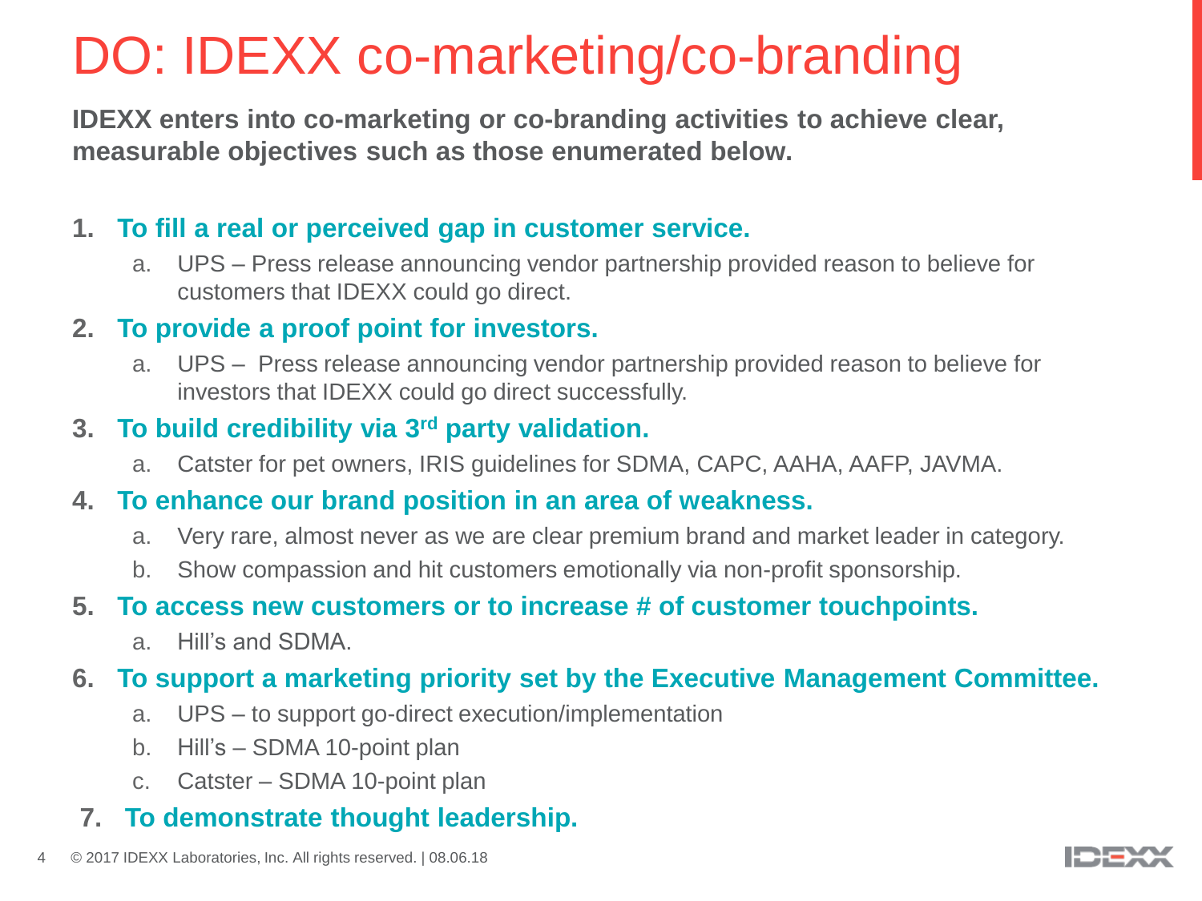# DO: IDEXX co-marketing/co-branding

**IDEXX enters into co-marketing or co-branding activities to achieve clear, measurable objectives such as those enumerated below.**

1. **To fill a real or perceived gap in customer service.**
   a. UPS – Press release announcing vendor partnership provided reason to believe for customers that IDEXX could go direct.
2. **To provide a proof point for investors.**
   a. UPS – Press release announcing vendor partnership provided reason to believe for investors that IDEXX could go direct successfully.
3. **To build credibility via 3rd party validation.**
   a. Catster for pet owners, IRIS guidelines for SDMA, CAPC, AAHA, AAFP, JAVMA.
4. **To enhance our brand position in an area of weakness.**
   a. Very rare, almost never as we are clear premium brand and market leader in category.
   b. Show compassion and hit customers emotionally via non-profit sponsorship.
5. **To access new customers or to increase # of customer touchpoints.**
   a. Hill's and SDMA.
6. **To support a marketing priority set by the Executive Management Committee.**
   a. UPS – to support go-direct execution/implementation
   b. Hill's – SDMA 10-point plan
   c. Catster – SDMA 10-point plan
7. **To demonstrate thought leadership.**

© 2017 IDEXX Laboratories, Inc. All rights reserved. | 08.06.18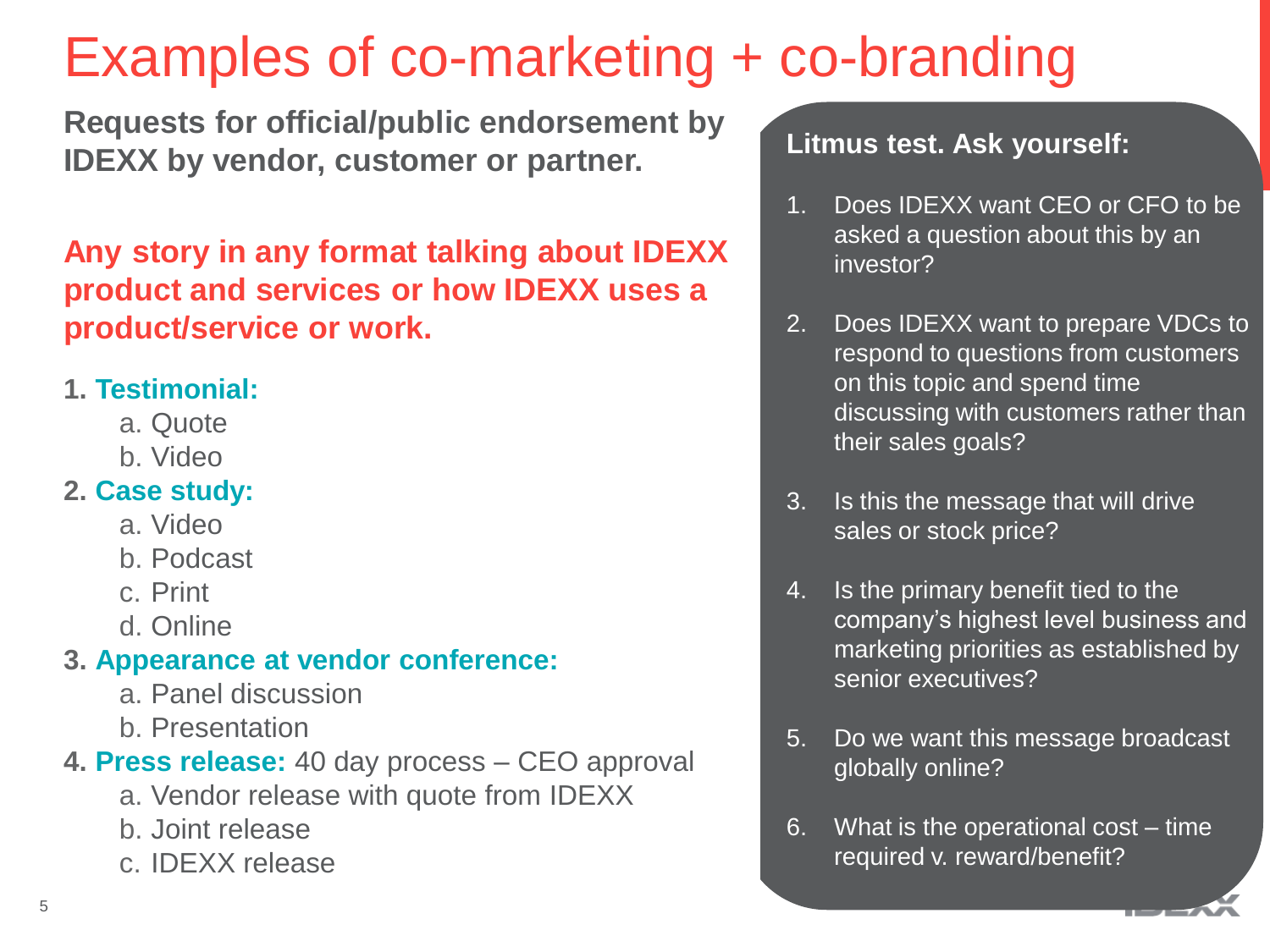# Examples of co-marketing + co-branding

**Requests for official/public endorsement by IDEXX by vendor, customer or partner.**

**Any story in any format talking about IDEXX product and services or how IDEXX uses a product/service or work.**

1. **Testimonial:**
   a. Quote
   b. Video
2. **Case study:**
   a. Video
   b. Podcast
   c. Print
   d. Online
3. **Appearance at vendor conference:**
   a. Panel discussion
   b. Presentation
4. **Press release:** 40 day process – CEO approval
   a. Vendor release with quote from IDEXX
   b. Joint release
   c. IDEXX release

**Litmus test. Ask yourself:**

1. Does IDEXX want CEO or CFO to be asked a question about this by an investor?
2. Does IDEXX want to prepare VDCs to respond to questions from customers on this topic and spend time discussing with customers rather than their sales goals?
3. Is this the message that will drive sales or stock price?
4. Is the primary benefit tied to the company's highest level business and marketing priorities as established by senior executives?
5. Do we want this message broadcast globally online?
6. What is the operational cost – time required v. reward/benefit?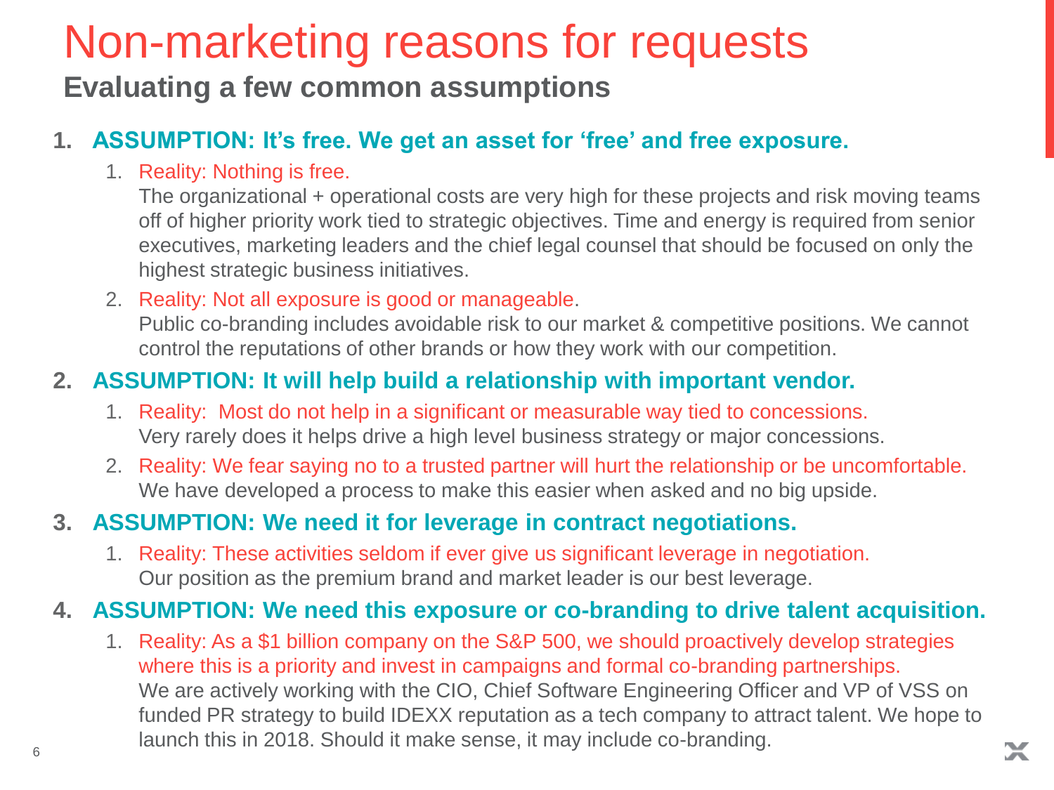# Non-marketing reasons for requests

## Evaluating a few common assumptions

1. **ASSUMPTION: It's free. We get an asset for 'free' and free exposure.**
   1. Reality: Nothing is free.
      The organizational + operational costs are very high for these projects and risk moving teams off of higher priority work tied to strategic objectives. Time and energy is required from senior executives, marketing leaders and the chief legal counsel that should be focused on only the highest strategic business initiatives.
   2. Reality: Not all exposure is good or manageable.
      Public co-branding includes avoidable risk to our market & competitive positions. We cannot control the reputations of other brands or how they work with our competition.
2. **ASSUMPTION: It will help build a relationship with important vendor.**
   1. Reality: Most do not help in a significant or measurable way tied to concessions.
      Very rarely does it helps drive a high level business strategy or major concessions.
   2. Reality: We fear saying no to a trusted partner will hurt the relationship or be uncomfortable.
      We have developed a process to make this easier when asked and no big upside.
3. **ASSUMPTION: We need it for leverage in contract negotiations.**
   1. Reality: These activities seldom if ever give us significant leverage in negotiation.
      Our position as the premium brand and market leader is our best leverage.
4. **ASSUMPTION: We need this exposure or co-branding to drive talent acquisition.**
   1. Reality: As a $1 billion company on the S&P 500, we should proactively develop strategies where this is a priority and invest in campaigns and formal co-branding partnerships.
      We are actively working with the CIO, Chief Software Engineering Officer and VP of VSS on funded PR strategy to build IDEXX reputation as a tech company to attract talent. We hope to launch this in 2018. Should it make sense, it may include co-branding.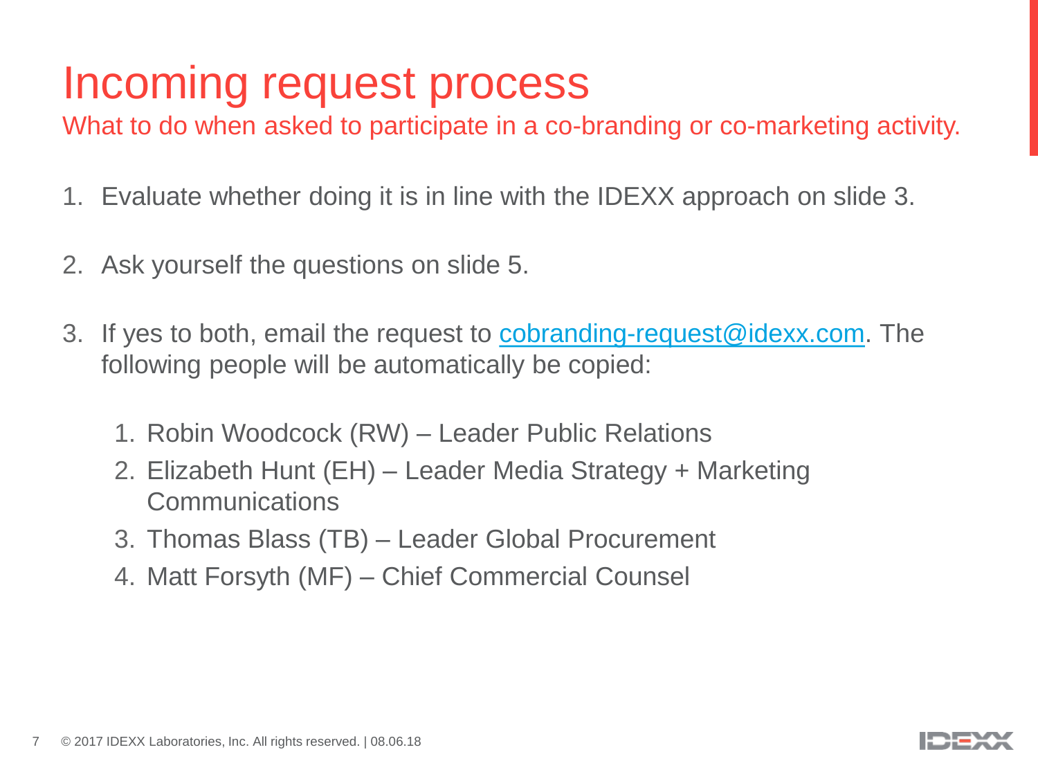# Incoming request process

What to do when asked to participate in a co-branding or co-marketing activity.

1. Evaluate whether doing it is in line with the IDEXX approach on slide 3.

2. Ask yourself the questions on slide 5.

3. If yes to both, email the request to cobranding-request@idexx.com. The following people will be automatically be copied:

   1. Robin Woodcock (RW) – Leader Public Relations
   2. Elizabeth Hunt (EH) – Leader Media Strategy + Marketing Communications
   3. Thomas Blass (TB) – Leader Global Procurement
   4. Matt Forsyth (MF) – Chief Commercial Counsel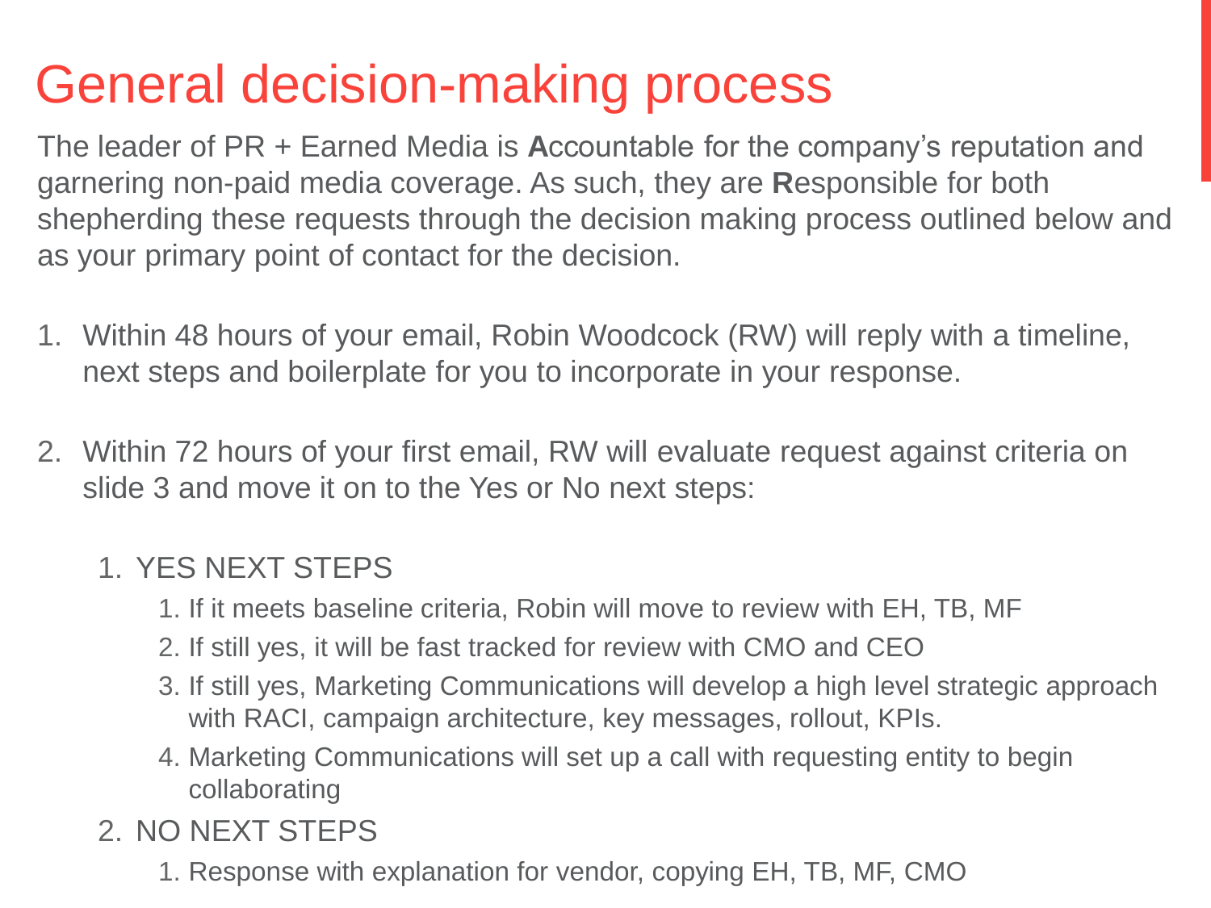# General decision-making process

The leader of PR + Earned Media is **A**ccountable for the company's reputation and garnering non-paid media coverage. As such, they are **R**esponsible for both shepherding these requests through the decision making process outlined below and as your primary point of contact for the decision.

1. Within 48 hours of your email, Robin Woodcock (RW) will reply with a timeline, next steps and boilerplate for you to incorporate in your response.

2. Within 72 hours of your first email, RW will evaluate request against criteria on slide 3 and move it on to the Yes or No next steps:

   1. YES NEXT STEPS
      1. If it meets baseline criteria, Robin will move to review with EH, TB, MF
      2. If still yes, it will be fast tracked for review with CMO and CEO
      3. If still yes, Marketing Communications will develop a high level strategic approach with RACI, campaign architecture, key messages, rollout, KPIs.
      4. Marketing Communications will set up a call with requesting entity to begin collaborating
   2. NO NEXT STEPS
      1. Response with explanation for vendor, copying EH, TB, MF, CMO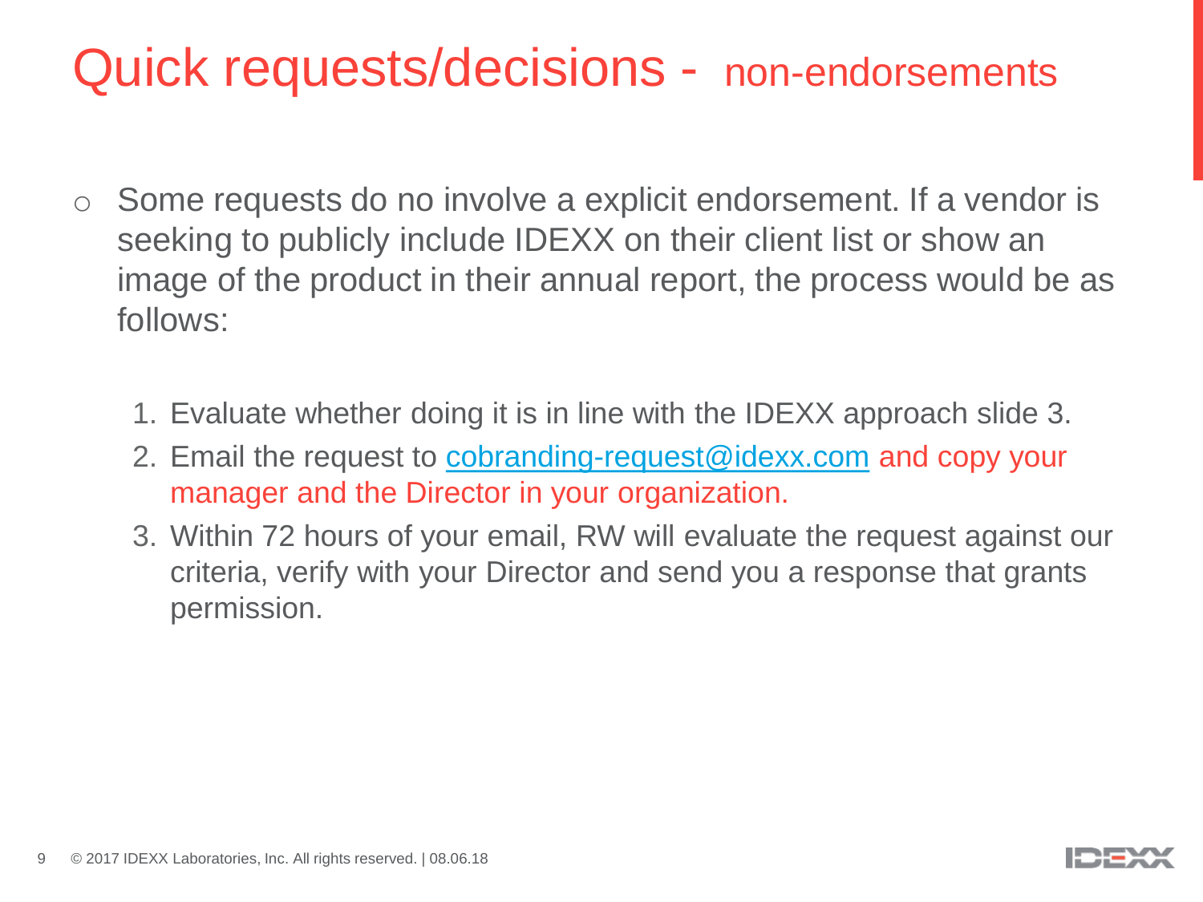# Quick requests/decisions - non-endorsements

- Some requests do no involve a explicit endorsement. If a vendor is seeking to publicly include IDEXX on their client list or show an image of the product in their annual report, the process would be as follows:

  1. Evaluate whether doing it is in line with the IDEXX approach slide 3.
  2. Email the request to cobranding-request@idexx.com and copy your manager and the Director in your organization.
  3. Within 72 hours of your email, RW will evaluate the request against our criteria, verify with your Director and send you a response that grants permission.

© 2017 IDEXX Laboratories, Inc. All rights reserved. | 08.06.18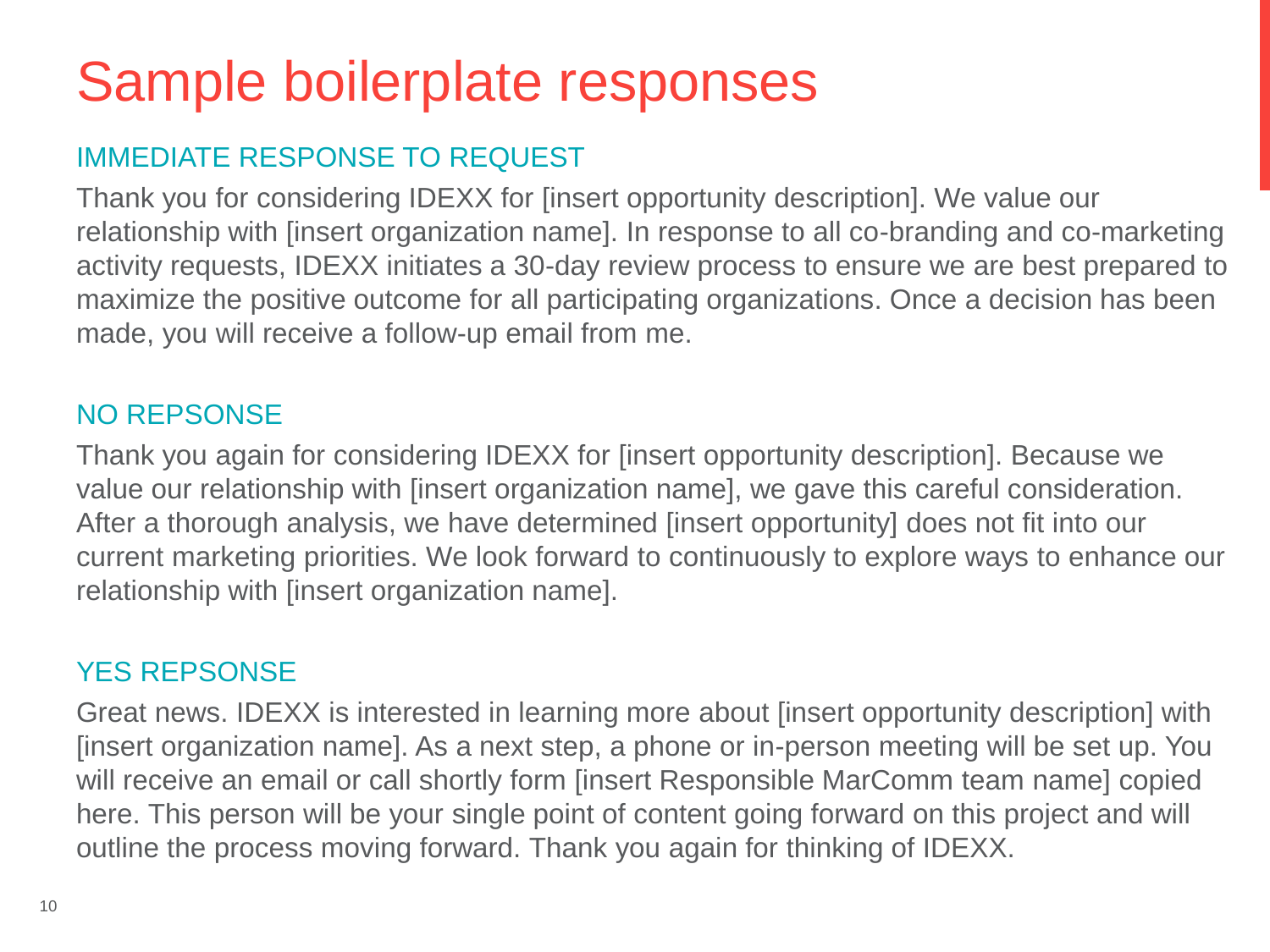# Sample boilerplate responses

## IMMEDIATE RESPONSE TO REQUEST

Thank you for considering IDEXX for [insert opportunity description]. We value our relationship with [insert organization name]. In response to all co-branding and co-marketing activity requests, IDEXX initiates a 30-day review process to ensure we are best prepared to maximize the positive outcome for all participating organizations. Once a decision has been made, you will receive a follow-up email from me.

## NO REPSONSE

Thank you again for considering IDEXX for [insert opportunity description]. Because we value our relationship with [insert organization name], we gave this careful consideration. After a thorough analysis, we have determined [insert opportunity] does not fit into our current marketing priorities. We look forward to continuously to explore ways to enhance our relationship with [insert organization name].

## YES REPSONSE

Great news. IDEXX is interested in learning more about [insert opportunity description] with [insert organization name]. As a next step, a phone or in-person meeting will be set up. You will receive an email or call shortly form [insert Responsible MarComm team name] copied here. This person will be your single point of content going forward on this project and will outline the process moving forward. Thank you again for thinking of IDEXX.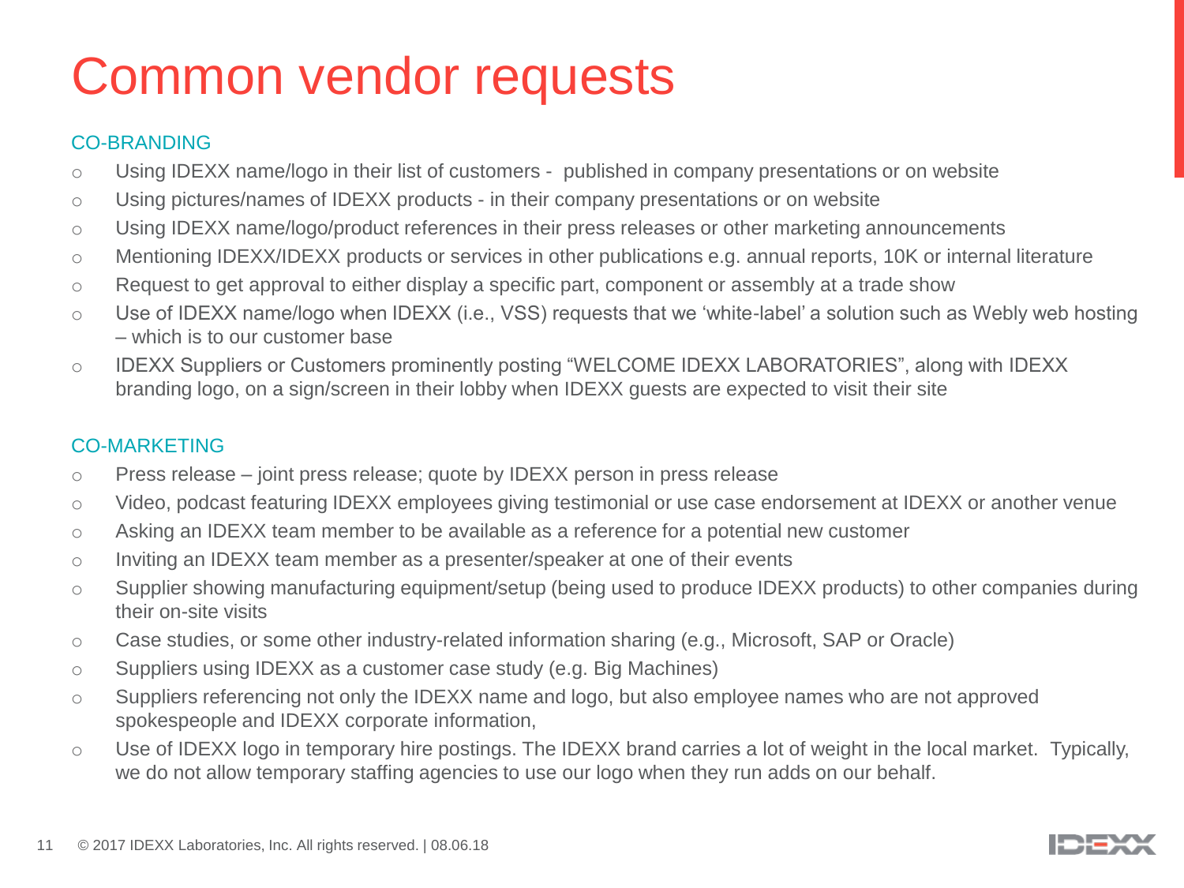# Common vendor requests

## CO-BRANDING

- Using IDEXX name/logo in their list of customers - published in company presentations or on website
- Using pictures/names of IDEXX products - in their company presentations or on website
- Using IDEXX name/logo/product references in their press releases or other marketing announcements
- Mentioning IDEXX/IDEXX products or services in other publications e.g. annual reports, 10K or internal literature
- Request to get approval to either display a specific part, component or assembly at a trade show
- Use of IDEXX name/logo when IDEXX (i.e., VSS) requests that we 'white-label' a solution such as Webly web hosting – which is to our customer base
- IDEXX Suppliers or Customers prominently posting "WELCOME IDEXX LABORATORIES", along with IDEXX branding logo, on a sign/screen in their lobby when IDEXX guests are expected to visit their site

## CO-MARKETING

- Press release – joint press release; quote by IDEXX person in press release
- Video, podcast featuring IDEXX employees giving testimonial or use case endorsement at IDEXX or another venue
- Asking an IDEXX team member to be available as a reference for a potential new customer
- Inviting an IDEXX team member as a presenter/speaker at one of their events
- Supplier showing manufacturing equipment/setup (being used to produce IDEXX products) to other companies during their on-site visits
- Case studies, or some other industry-related information sharing (e.g., Microsoft, SAP or Oracle)
- Suppliers using IDEXX as a customer case study (e.g. Big Machines)
- Suppliers referencing not only the IDEXX name and logo, but also employee names who are not approved spokespeople and IDEXX corporate information,
- Use of IDEXX logo in temporary hire postings. The IDEXX brand carries a lot of weight in the local market. Typically, we do not allow temporary staffing agencies to use our logo when they run adds on our behalf.

© 2017 IDEXX Laboratories, Inc. All rights reserved. | 08.06.18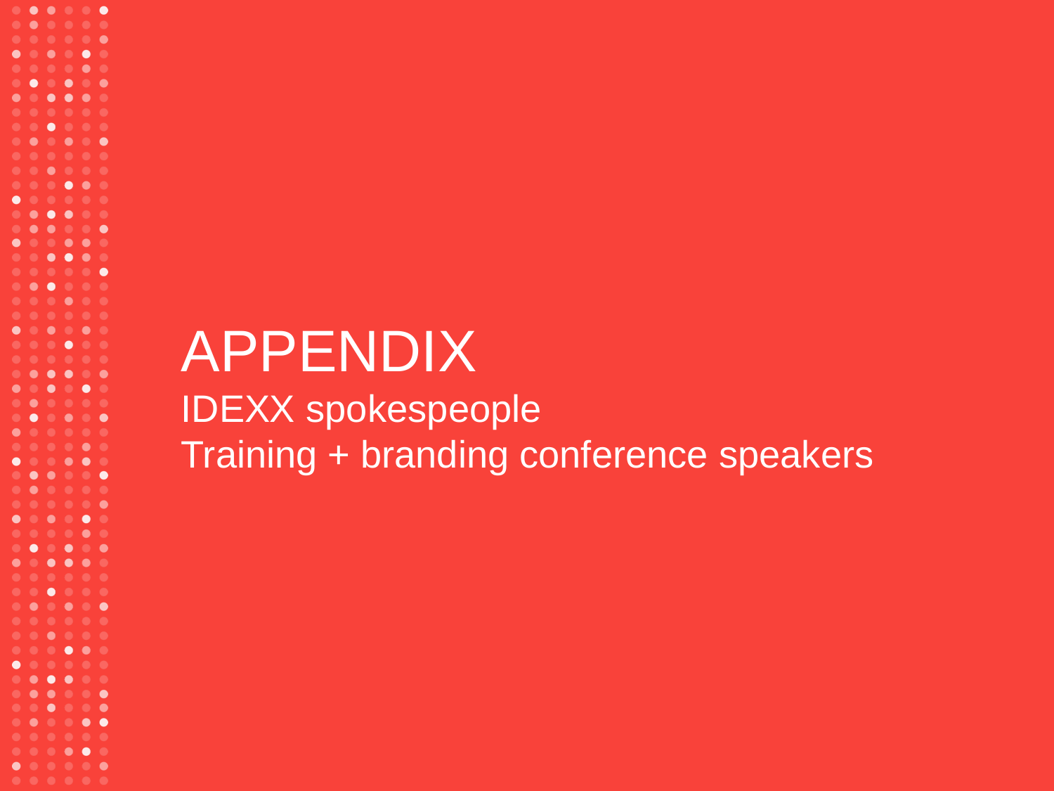# APPENDIX

IDEXX spokespeople

Training + branding conference speakers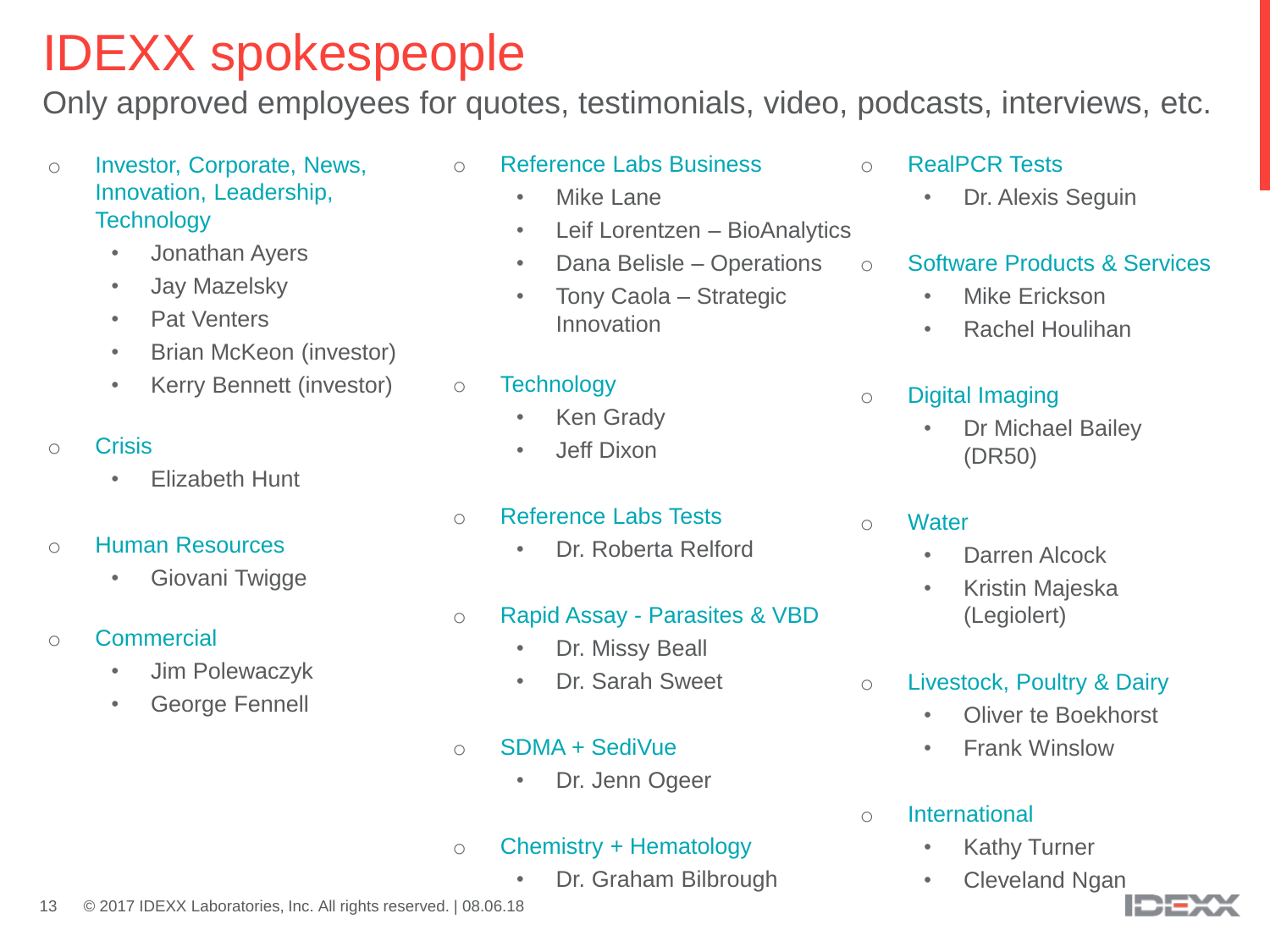# IDEXX spokespeople

Only approved employees for quotes, testimonials, video, podcasts, interviews, etc.

- Investor, Corporate, News, Innovation, Leadership, Technology
  - Jonathan Ayers
  - Jay Mazelsky
  - Pat Venters
  - Brian McKeon (investor)
  - Kerry Bennett (investor)
- Crisis
  - Elizabeth Hunt
- Human Resources
  - Giovani Twigge
- Commercial
  - Jim Polewaczyk
  - George Fennell
- Reference Labs Business
  - Mike Lane
  - Leif Lorentzen – BioAnalytics
  - Dana Belisle – Operations
  - Tony Caola – Strategic Innovation
- Technology
  - Ken Grady
  - Jeff Dixon
- Reference Labs Tests
  - Dr. Roberta Relford
- Rapid Assay - Parasites & VBD
  - Dr. Missy Beall
  - Dr. Sarah Sweet
- SDMA + SediVue
  - Dr. Jenn Ogeer
- Chemistry + Hematology
  - Dr. Graham Bilbrough
- RealPCR Tests
  - Dr. Alexis Seguin
- Software Products & Services
  - Mike Erickson
  - Rachel Houlihan
- Digital Imaging
  - Dr Michael Bailey (DR50)
- Water
  - Darren Alcock
  - Kristin Majeska (Legiolert)
- Livestock, Poultry & Dairy
  - Oliver te Boekhorst
  - Frank Winslow
- International
  - Kathy Turner
  - Cleveland Ngan

© 2017 IDEXX Laboratories, Inc. All rights reserved. | 08.06.18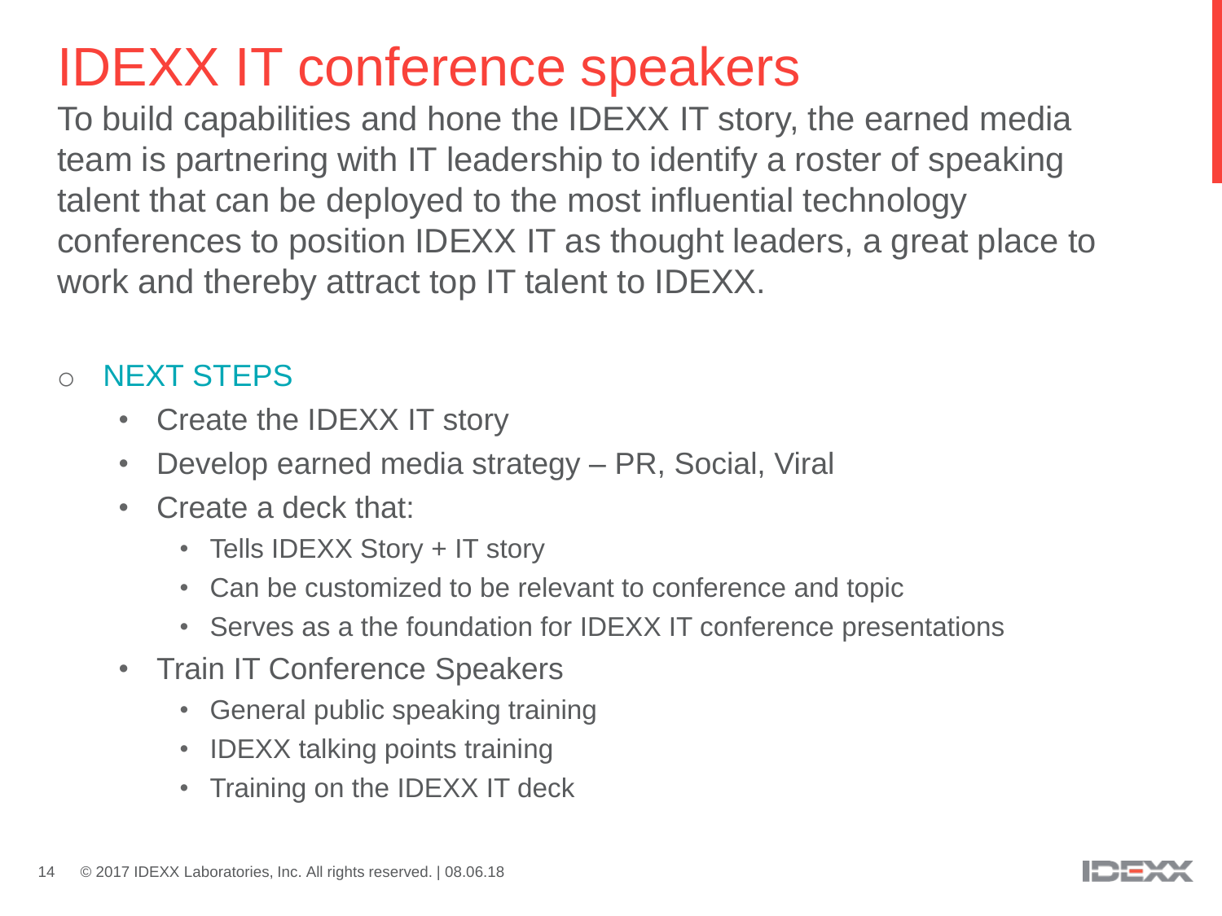# IDEXX IT conference speakers

To build capabilities and hone the IDEXX IT story, the earned media team is partnering with IT leadership to identify a roster of speaking talent that can be deployed to the most influential technology conferences to position IDEXX IT as thought leaders, a great place to work and thereby attract top IT talent to IDEXX.

- NEXT STEPS
  - Create the IDEXX IT story
  - Develop earned media strategy – PR, Social, Viral
  - Create a deck that:
    - Tells IDEXX Story + IT story
    - Can be customized to be relevant to conference and topic
    - Serves as a the foundation for IDEXX IT conference presentations
  - Train IT Conference Speakers
    - General public speaking training
    - IDEXX talking points training
    - Training on the IDEXX IT deck

© 2017 IDEXX Laboratories, Inc. All rights reserved. | 08.06.18